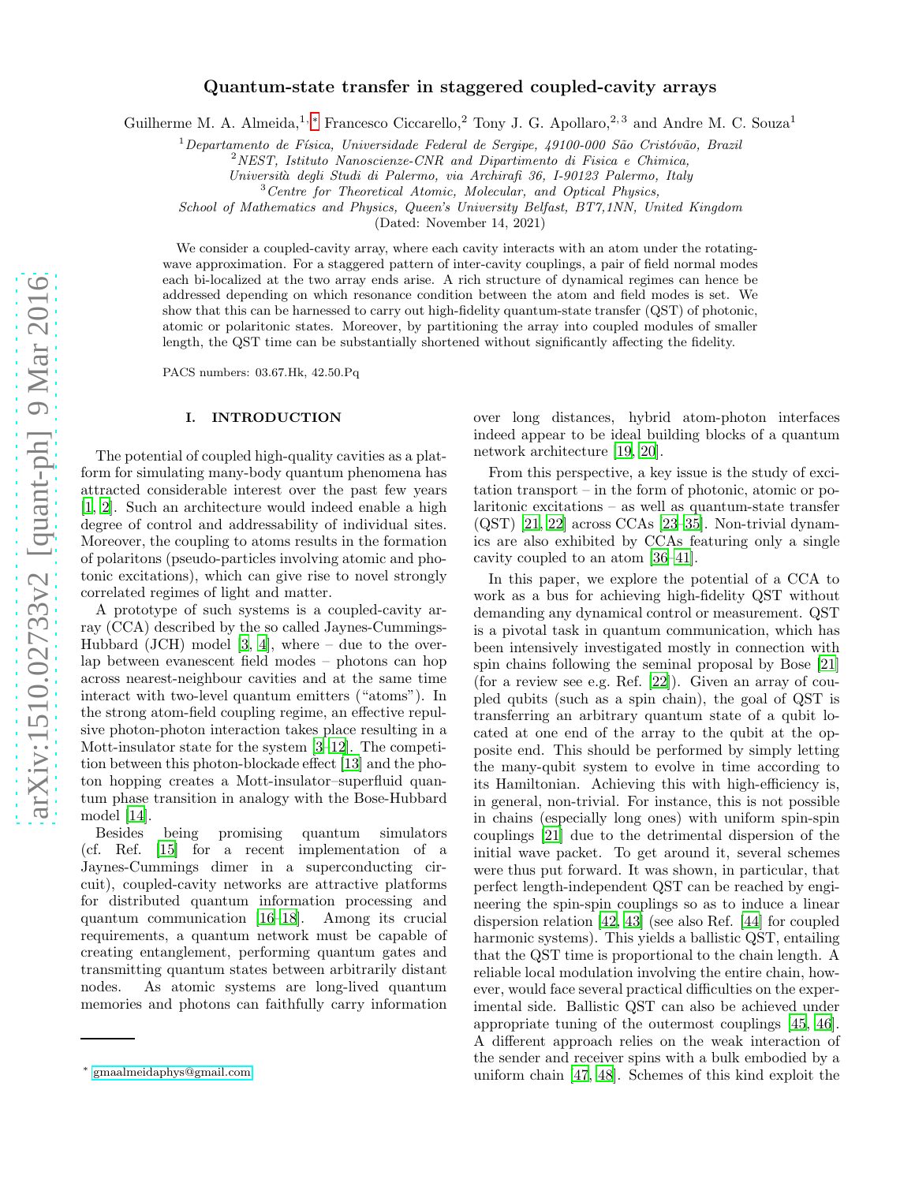# Quantum-state transfer in staggered coupled-cavity arrays

Guilherme M. A. Almeida,[1,*] Francesco Ciccarello,[2] Tony J. G. Apollaro,[2,3] and Andre M. C. Souza[1]

[1] *Departamento de Física, Universidade Federal de Sergipe, 49100-000 São Cristóvão, Brazil*
[2] *NEST, Istituto Nanoscienze-CNR and Dipartimento di Fisica e Chimica, Università degli Studi di Palermo, via Archirafi 36, I-90123 Palermo, Italy*
[3] *Centre for Theoretical Atomic, Molecular, and Optical Physics, School of Mathematics and Physics, Queen's University Belfast, BT7,1NN, United Kingdom*

(Dated: November 14, 2021)

We consider a coupled-cavity array, where each cavity interacts with an atom under the rotating-wave approximation. For a staggered pattern of inter-cavity couplings, a pair of field normal modes each bi-localized at the two array ends arise. A rich structure of dynamical regimes can hence be addressed depending on which resonance condition between the atom and field modes is set. We show that this can be harnessed to carry out high-fidelity quantum-state transfer (QST) of photonic, atomic or polaritonic states. Moreover, by partitioning the array into coupled modules of smaller length, the QST time can be substantially shortened without significantly affecting the fidelity.

PACS numbers: 03.67.Hk, 42.50.Pq

## I. INTRODUCTION

The potential of coupled high-quality cavities as a platform for simulating many-body quantum phenomena has attracted considerable interest over the past few years [1, 2]. Such an architecture would indeed enable a high degree of control and addressability of individual sites. Moreover, the coupling to atoms results in the formation of polaritons (pseudo-particles involving atomic and photonic excitations), which can give rise to novel strongly correlated regimes of light and matter.

A prototype of such systems is a coupled-cavity array (CCA) described by the so called Jaynes-Cummings-Hubbard (JCH) model [3, 4], where – due to the overlap between evanescent field modes – photons can hop across nearest-neighbour cavities and at the same time interact with two-level quantum emitters ("atoms"). In the strong atom-field coupling regime, an effective repulsive photon-photon interaction takes place resulting in a Mott-insulator state for the system [3–12]. The competition between this photon-blockade effect [13] and the photon hopping creates a Mott-insulator–superfluid quantum phase transition in analogy with the Bose-Hubbard model [14].

Besides being promising quantum simulators (cf. Ref. [15] for a recent implementation of a Jaynes-Cummings dimer in a superconducting circuit), coupled-cavity networks are attractive platforms for distributed quantum information processing and quantum communication [16–18]. Among its crucial requirements, a quantum network must be capable of creating entanglement, performing quantum gates and transmitting quantum states between arbitrarily distant nodes. As atomic systems are long-lived quantum memories and photons can faithfully carry information over long distances, hybrid atom-photon interfaces indeed appear to be ideal building blocks of a quantum network architecture [19, 20].

From this perspective, a key issue is the study of excitation transport – in the form of photonic, atomic or polaritonic excitations – as well as quantum-state transfer (QST) [21, 22] across CCAs [23–35]. Non-trivial dynamics are also exhibited by CCAs featuring only a single cavity coupled to an atom [36–41].

In this paper, we explore the potential of a CCA to work as a bus for achieving high-fidelity QST without demanding any dynamical control or measurement. QST is a pivotal task in quantum communication, which has been intensively investigated mostly in connection with spin chains following the seminal proposal by Bose [21] (for a review see e.g. Ref. [22]). Given an array of coupled qubits (such as a spin chain), the goal of QST is transferring an arbitrary quantum state of a qubit located at one end of the array to the qubit at the opposite end. This should be performed by simply letting the many-qubit system to evolve in time according to its Hamiltonian. Achieving this with high-efficiency is, in general, non-trivial. For instance, this is not possible in chains (especially long ones) with uniform spin-spin couplings [21] due to the detrimental dispersion of the initial wave packet. To get around it, several schemes were thus put forward. It was shown, in particular, that perfect length-independent QST can be reached by engineering the spin-spin couplings so as to induce a linear dispersion relation [42, 43] (see also Ref. [44] for coupled harmonic systems). This yields a ballistic QST, entailing that the QST time is proportional to the chain length. A reliable local modulation involving the entire chain, however, would face several practical difficulties on the experimental side. Ballistic QST can also be achieved under appropriate tuning of the outermost couplings [45, 46]. A different approach relies on the weak interaction of the sender and receiver spins with a bulk embodied by a uniform chain [47, 48]. Schemes of this kind exploit the

* gmaalmeidaphys@gmail.com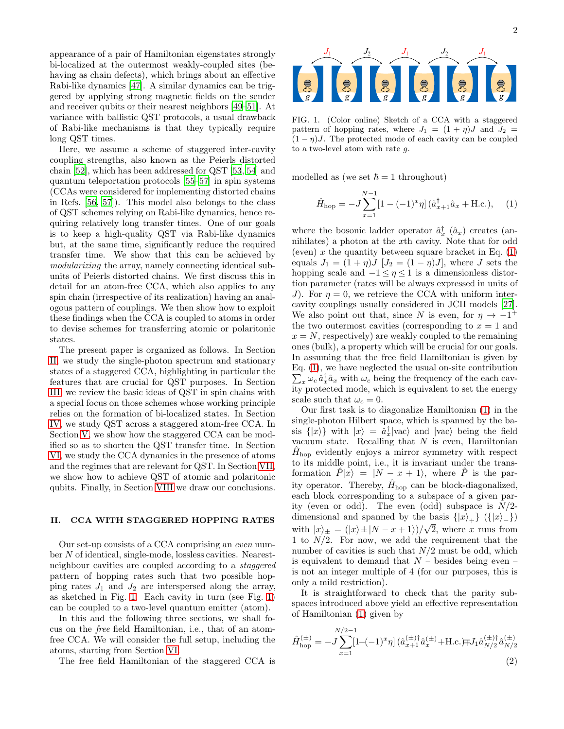appearance of a pair of Hamiltonian eigenstates strongly bi-localized at the outermost weakly-coupled sites (behaving as chain defects), which brings about an effective Rabi-like dynamics [47]. A similar dynamics can be triggered by applying strong magnetic fields on the sender and receiver qubits or their nearest neighbors [49–51]. At variance with ballistic QST protocols, a usual drawback of Rabi-like mechanisms is that they typically require long QST times.

Here, we assume a scheme of staggered inter-cavity coupling strengths, also known as the Peierls distorted chain [52], which has been addressed for QST [53, 54] and quantum teleportation protocols [55–57] in spin systems (CCAs were considered for implementing distorted chains in Refs. [56, 57]). This model also belongs to the class of QST schemes relying on Rabi-like dynamics, hence requiring relatively long transfer times. One of our goals is to keep a high-quality QST via Rabi-like dynamics but, at the same time, significantly reduce the required transfer time. We show that this can be achieved by *modularizing* the array, namely connecting identical subunits of Peierls distorted chains. We first discuss this in detail for an atom-free CCA, which also applies to any spin chain (irrespective of its realization) having an analogous pattern of couplings. We then show how to exploit these findings when the CCA is coupled to atoms in order to devise schemes for transferring atomic or polaritonic states.

The present paper is organized as follows. In Section II, we study the single-photon spectrum and stationary states of a staggered CCA, highlighting in particular the features that are crucial for QST purposes. In Section III, we review the basic ideas of QST in spin chains with a special focus on those schemes whose working principle relies on the formation of bi-localized states. In Section IV, we study QST across a staggered atom-free CCA. In Section V, we show how the staggered CCA can be modified so as to shorten the QST transfer time. In Section VI, we study the CCA dynamics in the presence of atoms and the regimes that are relevant for QST. In Section VII, we show how to achieve QST of atomic and polaritonic qubits. Finally, in Section VIII we draw our conclusions.

## II. CCA WITH STAGGERED HOPPING RATES

Our set-up consists of a CCA comprising an *even* number $N$ of identical, single-mode, lossless cavities. Nearest-neighbour cavities are coupled according to a *staggered* pattern of hopping rates such that two possible hopping rates $J_1$ and $J_2$ are interspersed along the array, as sketched in Fig. 1. Each cavity in turn (see Fig. 1) can be coupled to a two-level quantum emitter (atom).

In this and the following three sections, we shall focus on the *free* field Hamiltonian, i.e., that of an atom-free CCA. We will consider the full setup, including the atoms, starting from Section VI.

The free field Hamiltonian of the staggered CCA is

FIG. 1. (Color online) Sketch of a CCA with a staggered pattern of hopping rates, where $J_1 = (1+\eta)J$ and $J_2 = (1-\eta)J$. The protected mode of each cavity can be coupled to a two-level atom with rate $g$.

modelled as (we set $\hbar = 1$ throughout)

$$\hat{H}_{\rm hop} = -J\sum_{x=1}^{N-1}[1-(-1)^x\eta]\,(\hat{a}^\dagger_{x+1}\hat{a}_x + \text{H.c.}), \quad (1)$$

where the bosonic ladder operator $\hat{a}^\dagger_x$ ($\hat{a}_x$) creates (annihilates) a photon at the $x$th cavity. Note that for odd (even) $x$ the quantity between square bracket in Eq. (1) equals $J_1 = (1+\eta)J$ [$J_2 = (1-\eta)J$], where $J$ sets the hopping scale and $-1 \le \eta \le 1$ is a dimensionless distortion parameter (rates will be always expressed in units of $J$). For $\eta = 0$, we retrieve the CCA with uniform inter-cavity couplings usually considered in JCH models [27]. We also point out that, since $N$ is even, for $\eta \to -1^+$ the two outermost cavities (corresponding to $x = 1$ and $x = N$, respectively) are weakly coupled to the remaining ones (bulk), a property which will be crucial for our goals. In assuming that the free field Hamiltonian is given by Eq. (1), we have neglected the usual on-site contribution $\sum_x \omega_c\, \hat{a}^\dagger_x\hat{a}_x$ with $\omega_c$ being the frequency of the each cavity protected mode, which is equivalent to set the energy scale such that $\omega_c = 0$.

Our first task is to diagonalize Hamiltonian (1) in the single-photon Hilbert space, which is spanned by the basis $\{|x\rangle\}$ with $|x\rangle = \hat{a}^\dagger_x|\text{vac}\rangle$ and $|\text{vac}\rangle$ being the field vacuum state. Recalling that $N$ is even, Hamiltonian $\hat{H}_{\rm hop}$ evidently enjoys a mirror symmetry with respect to its middle point, i.e., it is invariant under the transformation $\hat{P}|x\rangle = |N-x+1\rangle$, where $\hat{P}$ is the parity operator. Thereby, $\hat{H}_{\rm hop}$ can be block-diagonalized, each block corresponding to a subspace of a given parity (even or odd). The even (odd) subspace is $N/2$-dimensional and spanned by the basis $\{|x\rangle_+\}$ ($\{|x\rangle_-\}$) with $|x\rangle_\pm = (|x\rangle \pm |N-x+1\rangle)/\sqrt{2}$, where $x$ runs from 1 to $N/2$. For now, we add the requirement that the number of cavities is such that $N/2$ must be odd, which is equivalent to demand that $N$ – besides being even – is not an integer multiple of 4 (for our purposes, this is only a mild restriction).

It is straightforward to check that the parity subspaces introduced above yield an effective representation of Hamiltonian (1) given by

$$\hat{H}^{(\pm)}_{\rm hop} = -J\sum_{x=1}^{N/2-1}[1-(-1)^x\eta]\,(\hat{a}^{(\pm)\dagger}_{x+1}\hat{a}^{(\pm)}_x + \text{H.c.}) \mp J_1\hat{a}^{(\pm)\dagger}_{N/2}\hat{a}^{(\pm)}_{N/2} \quad (2)$$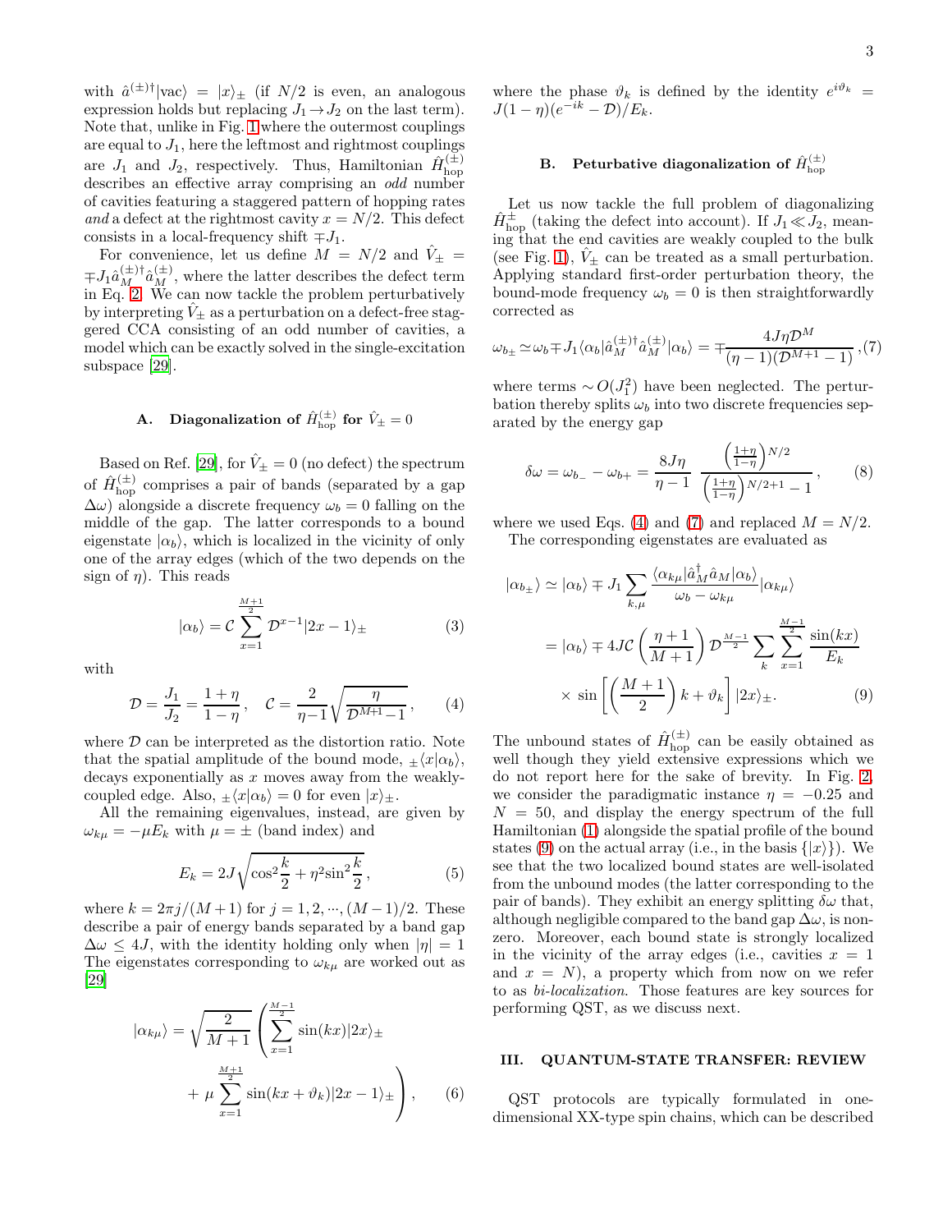with $\hat{a}^{(\pm)\dagger}|\text{vac}\rangle = |x\rangle_\pm$ (if $N/2$ is even, an analogous expression holds but replacing $J_1 \to J_2$ on the last term). Note that, unlike in Fig. 1 where the outermost couplings are equal to $J_1$, here the leftmost and rightmost couplings are $J_1$ and $J_2$, respectively. Thus, Hamiltonian $\hat{H}^{(\pm)}_{\text{hop}}$ describes an effective array comprising an *odd* number of cavities featuring a staggered pattern of hopping rates *and* a defect at the rightmost cavity $x = N/2$. This defect consists in a local-frequency shift $\mp J_1$.

For convenience, let us define $M = N/2$ and $\hat{V}_\pm = \mp J_1 \hat{a}^{(\pm)\dagger}_M \hat{a}^{(\pm)}_M$, where the latter describes the defect term in Eq. 2. We can now tackle the problem perturbatively by interpreting $\hat{V}_\pm$ as a perturbation on a defect-free staggered CCA consisting of an odd number of cavities, a model which can be exactly solved in the single-excitation subspace [29].

### A. Diagonalization of $\hat{H}^{(\pm)}_{\text{hop}}$ for $\hat{V}_\pm = 0$

Based on Ref. [29], for $\hat{V}_\pm = 0$ (no defect) the spectrum of $\hat{H}^{(\pm)}_{\text{hop}}$ comprises a pair of bands (separated by a gap $\Delta\omega$) alongside a discrete frequency $\omega_b = 0$ falling on the middle of the gap. The latter corresponds to a bound eigenstate $|\alpha_b\rangle$, which is localized in the vicinity of only one of the array edges (which of the two depends on the sign of $\eta$). This reads

$$|\alpha_b\rangle = \mathcal{C} \sum_{x=1}^{\frac{M+1}{2}} \mathcal{D}^{x-1} |2x-1\rangle_\pm \tag{3}$$

with

$$\mathcal{D} = \frac{J_1}{J_2} = \frac{1+\eta}{1-\eta}, \quad \mathcal{C} = \frac{2}{\eta - 1}\sqrt{\frac{\eta}{\mathcal{D}^{M+1} - 1}}, \tag{4}$$

where $\mathcal{D}$ can be interpreted as the distortion ratio. Note that the spatial amplitude of the bound mode, ${}_\pm\langle x|\alpha_b\rangle$, decays exponentially as $x$ moves away from the weakly-coupled edge. Also, ${}_\pm\langle x|\alpha_b\rangle = 0$ for even $|x\rangle_\pm$.

All the remaining eigenvalues, instead, are given by $\omega_{k\mu} = -\mu E_k$ with $\mu = \pm$ (band index) and

$$E_k = 2J\sqrt{\cos^2\frac{k}{2} + \eta^2 \sin^2\frac{k}{2}}, \tag{5}$$

where $k = 2\pi j/(M+1)$ for $j = 1, 2, \cdots, (M-1)/2$. These describe a pair of energy bands separated by a band gap $\Delta\omega \leq 4J$, with the identity holding only when $|\eta| = 1$ The eigenstates corresponding to $\omega_{k\mu}$ are worked out as [29]

$$|\alpha_{k\mu}\rangle = \sqrt{\frac{2}{M+1}} \left( \sum_{x=1}^{\frac{M-1}{2}} \sin(kx)|2x\rangle_\pm + \mu \sum_{x=1}^{\frac{M+1}{2}} \sin(kx + \vartheta_k)|2x-1\rangle_\pm \right), \tag{6}$$

where the phase $\vartheta_k$ is defined by the identity $e^{i\vartheta_k} = J(1-\eta)(e^{-ik} - \mathcal{D})/E_k$.

### B. Peturbative diagonalization of $\hat{H}^{(\pm)}_{\text{hop}}$

Let us now tackle the full problem of diagonalizing $\hat{H}^{\pm}_{\text{hop}}$ (taking the defect into account). If $J_1 \ll J_2$, meaning that the end cavities are weakly coupled to the bulk (see Fig. 1), $\hat{V}_\pm$ can be treated as a small perturbation. Applying standard first-order perturbation theory, the bound-mode frequency $\omega_b = 0$ is then straightforwardly corrected as

$$\omega_{b\pm} \simeq \omega_b \mp J_1 \langle\alpha_b|\hat{a}^{(\pm)\dagger}_M \hat{a}^{(\pm)}_M|\alpha_b\rangle = \mp\frac{4J\eta\mathcal{D}^M}{(\eta-1)(\mathcal{D}^{M+1}-1)}, \tag{7}$$

where terms $\sim O(J_1^2)$ have been neglected. The perturbation thereby splits $\omega_b$ into two discrete frequencies separated by the energy gap

$$\delta\omega = \omega_{b-} - \omega_{b+} = \frac{8J\eta}{\eta - 1}\; \frac{\left(\frac{1+\eta}{1-\eta}\right)^{N/2}}{\left(\frac{1+\eta}{1-\eta}\right)^{N/2+1} - 1}, \tag{8}$$

where we used Eqs. (4) and (7) and replaced $M = N/2$.

The corresponding eigenstates are evaluated as

$$\begin{aligned} |\alpha_{b\pm}\rangle &\simeq |\alpha_b\rangle \mp J_1 \sum_{k,\mu} \frac{\langle\alpha_{k\mu}|\hat{a}^\dagger_M \hat{a}_M|\alpha_b\rangle}{\omega_b - \omega_{k\mu}} |\alpha_{k\mu}\rangle \\ &= |\alpha_b\rangle \mp 4J\mathcal{C}\left(\frac{\eta+1}{M+1}\right)\mathcal{D}^{\frac{M-1}{2}} \sum_k \sum_{x=1}^{\frac{M-1}{2}} \frac{\sin(kx)}{E_k} \\ &\quad \times \sin\left[\left(\frac{M+1}{2}\right)k + \vartheta_k\right]|2x\rangle_\pm. \end{aligned} \tag{9}$$

The unbound states of $\hat{H}^{(\pm)}_{\text{hop}}$ can be easily obtained as well though they yield extensive expressions which we do not report here for the sake of brevity. In Fig. 2, we consider the paradigmatic instance $\eta = -0.25$ and $N = 50$, and display the energy spectrum of the full Hamiltonian (1) alongside the spatial profile of the bound states (9) on the actual array (i.e., in the basis $\{|x\rangle\}$). We see that the two localized bound states are well-isolated from the unbound modes (the latter corresponding to the pair of bands). They exhibit an energy splitting $\delta\omega$ that, although negligible compared to the band gap $\Delta\omega$, is nonzero. Moreover, each bound state is strongly localized in the vicinity of the array edges (i.e., cavities $x = 1$ and $x = N$), a property which from now on we refer to as *bi-localization*. Those features are key sources for performing QST, as we discuss next.

## III. QUANTUM-STATE TRANSFER: REVIEW

QST protocols are typically formulated in one-dimensional XX-type spin chains, which can be described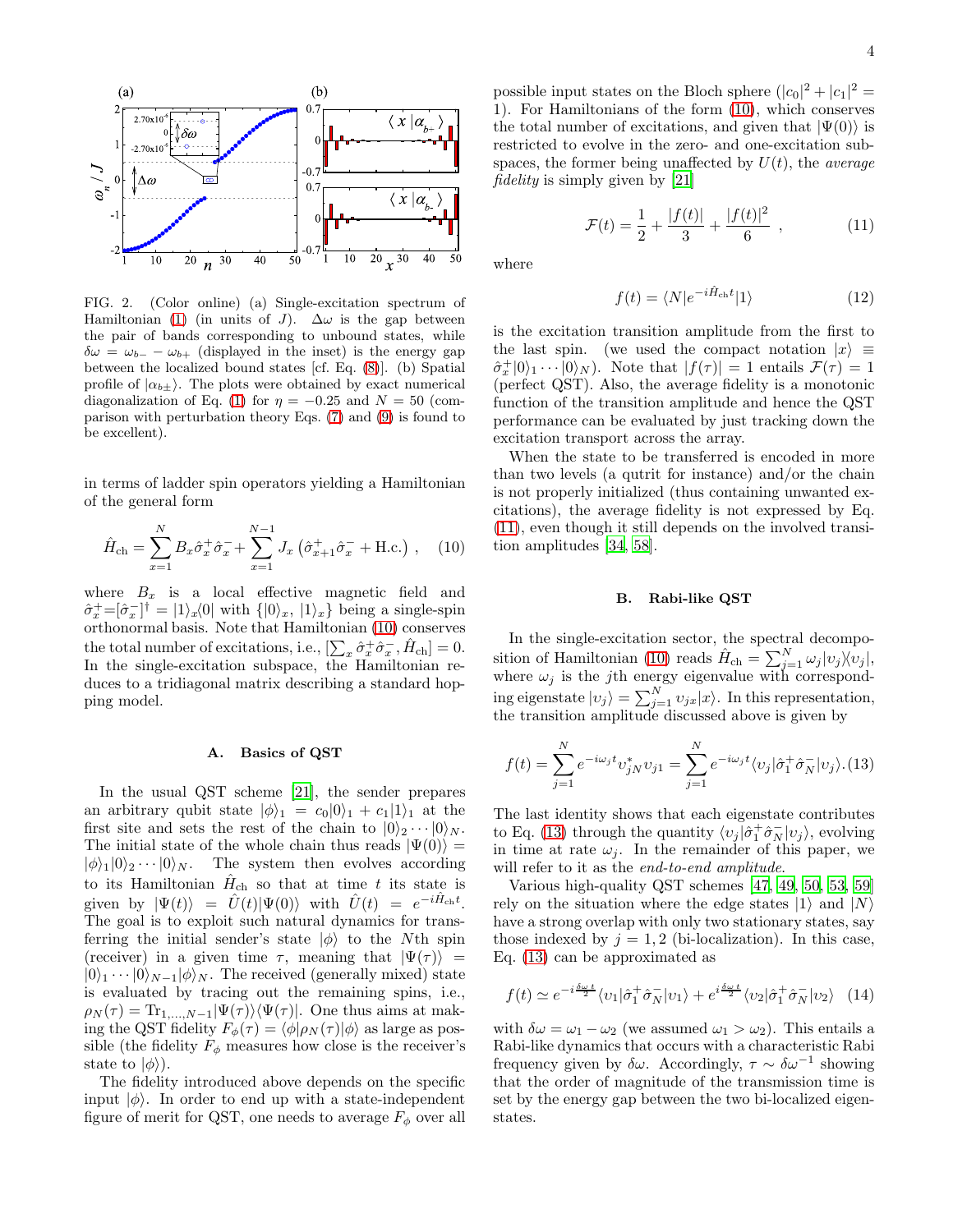FIG. 2. (Color online) (a) Single-excitation spectrum of Hamiltonian (1) (in units of $J$). $\Delta\omega$ is the gap between the pair of bands corresponding to unbound states, while $\delta\omega = \omega_{b-} - \omega_{b+}$ (displayed in the inset) is the energy gap between the localized bound states [cf. Eq. (8)]. (b) Spatial profile of $|\alpha_{b\pm}\rangle$. The plots were obtained by exact numerical diagonalization of Eq. (1) for $\eta = -0.25$ and $N = 50$ (comparison with perturbation theory Eqs. (7) and (9) is found to be excellent).

in terms of ladder spin operators yielding a Hamiltonian of the general form

$$\hat{H}_{\rm ch} = \sum_{x=1}^{N} B_x \hat{\sigma}_x^+ \hat{\sigma}_x^- + \sum_{x=1}^{N-1} J_x \left( \hat{\sigma}_{x+1}^+ \hat{\sigma}_x^- + \text{H.c.} \right) , \quad (10)$$

where $B_x$ is a local effective magnetic field and $\hat{\sigma}_x^+ = [\hat{\sigma}_x^-]^\dagger = |1\rangle_x\langle 0|$ with $\{|0\rangle_x, |1\rangle_x\}$ being a single-spin orthonormal basis. Note that Hamiltonian (10) conserves the total number of excitations, i.e., $[\sum_x \hat{\sigma}_x^+ \hat{\sigma}_x^-, \hat{H}_{\rm ch}] = 0$. In the single-excitation subspace, the Hamiltonian reduces to a tridiagonal matrix describing a standard hopping model.

### A. Basics of QST

In the usual QST scheme [21], the sender prepares an arbitrary qubit state $|\phi\rangle_1 = c_0|0\rangle_1 + c_1|1\rangle_1$ at the first site and sets the rest of the chain to $|0\rangle_2 \cdots |0\rangle_N$. The initial state of the whole chain thus reads $|\Psi(0)\rangle = |\phi\rangle_1 |0\rangle_2 \cdots |0\rangle_N$. The system then evolves according to its Hamiltonian $\hat{H}_{\rm ch}$ so that at time $t$ its state is given by $|\Psi(t)\rangle = \hat{U}(t)|\Psi(0)\rangle$ with $\hat{U}(t) = e^{-i\hat{H}_{\rm ch}t}$. The goal is to exploit such natural dynamics for transferring the initial sender's state $|\phi\rangle$ to the $N$th spin (receiver) in a given time $\tau$, meaning that $|\Psi(\tau)\rangle = |0\rangle_1 \cdots |0\rangle_{N-1}|\phi\rangle_N$. The received (generally mixed) state is evaluated by tracing out the remaining spins, i.e., $\rho_N(\tau) = \text{Tr}_{1,\ldots,N-1}|\Psi(\tau)\rangle\langle\Psi(\tau)|$. One thus aims at making the QST fidelity $F_\phi(\tau) = \langle\phi|\rho_N(\tau)|\phi\rangle$ as large as possible (the fidelity $F_\phi$ measures how close is the receiver's state to $|\phi\rangle$).

The fidelity introduced above depends on the specific input $|\phi\rangle$. In order to end up with a state-independent figure of merit for QST, one needs to average $F_\phi$ over all possible input states on the Bloch sphere ($|c_0|^2 + |c_1|^2 = 1$). For Hamiltonians of the form (10), which conserves the total number of excitations, and given that $|\Psi(0)\rangle$ is restricted to evolve in the zero- and one-excitation subspaces, the former being unaffected by $U(t)$, the *average fidelity* is simply given by [21]

$$\mathcal{F}(t) = \frac{1}{2} + \frac{|f(t)|}{3} + \frac{|f(t)|^2}{6} , \quad (11)$$

where

$$f(t) = \langle N|e^{-i\hat{H}_{\rm ch}t}|1\rangle \quad (12)$$

is the excitation transition amplitude from the first to the last spin. (we used the compact notation $|x\rangle \equiv \hat{\sigma}_x^+|0\rangle_1 \cdots |0\rangle_N$). Note that $|f(\tau)| = 1$ entails $\mathcal{F}(\tau) = 1$ (perfect QST). Also, the average fidelity is a monotonic function of the transition amplitude and hence the QST performance can be evaluated by just tracking down the excitation transport across the array.

When the state to be transferred is encoded in more than two levels (a qutrit for instance) and/or the chain is not properly initialized (thus containing unwanted excitations), the average fidelity is not expressed by Eq. (11), even though it still depends on the involved transition amplitudes [34, 58].

### B. Rabi-like QST

In the single-excitation sector, the spectral decomposition of Hamiltonian (10) reads $\hat{H}_{\rm ch} = \sum_{j=1}^{N} \omega_j |\upsilon_j\rangle\langle\upsilon_j|$, where $\omega_j$ is the $j$th energy eigenvalue with corresponding eigenstate $|\upsilon_j\rangle = \sum_{j=1}^{N} \upsilon_{jx}|x\rangle$. In this representation, the transition amplitude discussed above is given by

$$f(t) = \sum_{j=1}^{N} e^{-i\omega_j t} \upsilon_{jN}^* \upsilon_{j1} = \sum_{j=1}^{N} e^{-i\omega_j t} \langle\upsilon_j|\hat{\sigma}_1^+ \hat{\sigma}_N^-|\upsilon_j\rangle. \quad (13)$$

The last identity shows that each eigenstate contributes to Eq. (13) through the quantity $\langle\upsilon_j|\hat{\sigma}_1^+ \hat{\sigma}_N^-|\upsilon_j\rangle$, evolving in time at rate $\omega_j$. In the remainder of this paper, we will refer to it as the *end-to-end amplitude*.

Various high-quality QST schemes [47, 49, 50, 53, 59] rely on the situation where the edge states $|1\rangle$ and $|N\rangle$ have a strong overlap with only two stationary states, say those indexed by $j = 1, 2$ (bi-localization). In this case, Eq. (13) can be approximated as

$$f(t) \simeq e^{-i\frac{\delta\omega t}{2}} \langle\upsilon_1|\hat{\sigma}_1^+ \hat{\sigma}_N^-|\upsilon_1\rangle + e^{i\frac{\delta\omega t}{2}} \langle\upsilon_2|\hat{\sigma}_1^+ \hat{\sigma}_N^-|\upsilon_2\rangle \quad (14)$$

with $\delta\omega = \omega_1 - \omega_2$ (we assumed $\omega_1 > \omega_2$). This entails a Rabi-like dynamics that occurs with a characteristic Rabi frequency given by $\delta\omega$. Accordingly, $\tau \sim \delta\omega^{-1}$ showing that the order of magnitude of the transmission time is set by the energy gap between the two bi-localized eigenstates.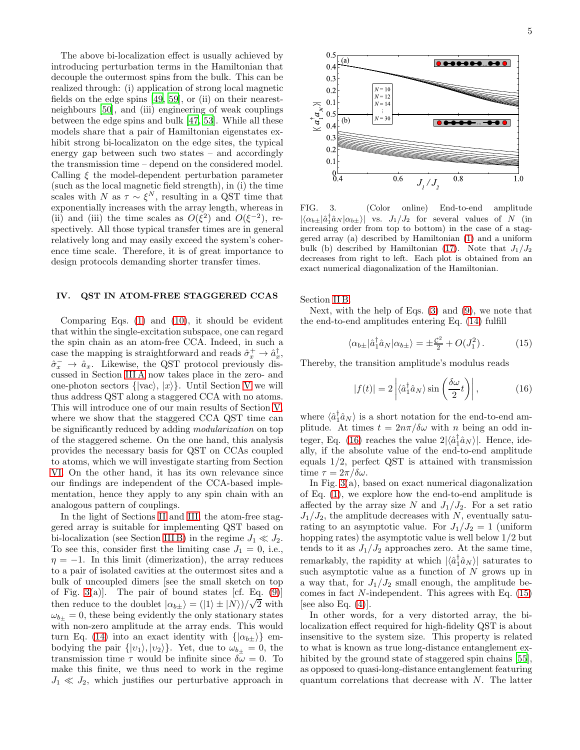The above bi-localization effect is usually achieved by introducing perturbation terms in the Hamiltonian that decouple the outermost spins from the bulk. This can be realized through: (i) application of strong local magnetic fields on the edge spins [49, 59], or (ii) on their nearest-neighbours [50], and (iii) engineering of weak couplings between the edge spins and bulk [47, 53]. While all these models share that a pair of Hamiltonian eigenstates exhibit strong bi-localizaton on the edge sites, the typical energy gap between such two states – and accordingly the transmission time – depend on the considered model. Calling $\xi$ the model-dependent perturbation parameter (such as the local magnetic field strength), in (i) the time scales with $N$ as $\tau \sim \xi^N$, resulting in a QST time that exponentially increases with the array length, whereas in (ii) and (iii) the time scales as $O(\xi^2)$ and $O(\xi^{-2})$, respectively. All those typical transfer times are in general relatively long and may easily exceed the system's coherence time scale. Therefore, it is of great importance to design protocols demanding shorter transfer times.

## IV. QST IN ATOM-FREE STAGGERED CCAS

Comparing Eqs. (1) and (10), it should be evident that within the single-excitation subspace, one can regard the spin chain as an atom-free CCA. Indeed, in such a case the mapping is straightforward and reads $\hat{\sigma}_x^+ \to \hat{a}_x^\dagger$, $\hat{\sigma}_x^- \to \hat{a}_x$. Likewise, the QST protocol previously discussed in Section III A now takes place in the zero- and one-photon sectors $\{|\mathrm{vac}\rangle, |x\rangle\}$. Until Section V we will thus address QST along a staggered CCA with no atoms. This will introduce one of our main results of Section V, where we show that the staggered CCA QST time can be significantly reduced by adding *modularization* on top of the staggered scheme. On the one hand, this analysis provides the necessary basis for QST on CCAs coupled to atoms, which we will investigate starting from Section VI. On the other hand, it has its own relevance since our findings are independent of the CCA-based implementation, hence they apply to any spin chain with an analogous pattern of couplings.

In the light of Sections II and III, the atom-free staggered array is suitable for implementing QST based on bi-localization (see Section III B) in the regime $J_1 \ll J_2$. To see this, consider first the limiting case $J_1 = 0$, i.e., $\eta = -1$. In this limit (dimerization), the array reduces to a pair of isolated cavities at the outermost sites and a bulk of uncoupled dimers [see the small sketch on top of Fig. 3(a)]. The pair of bound states [cf. Eq. (9)] then reduce to the doublet $|\alpha_{b\pm}\rangle = (|1\rangle \pm |N\rangle)/\sqrt{2}$ with $\omega_{b\pm} = 0$, these being evidently the only stationary states with non-zero amplitude at the array ends. This would turn Eq. (14) into an exact identity with $\{|\alpha_{b\pm}\rangle\}$ embodying the pair $\{|v_1\rangle, |v_2\rangle\}$. Yet, due to $\omega_{b\pm} = 0$, the transmission time $\tau$ would be infinite since $\delta\omega = 0$. To make this finite, we thus need to work in the regime $J_1 \ll J_2$, which justifies our perturbative approach in Section II B.

FIG. 3. (Color online) End-to-end amplitude $|\langle\alpha_{b\pm}|\hat{a}_1^\dagger\hat{a}_N|\alpha_{b\pm}\rangle|$ vs. $J_1/J_2$ for several values of $N$ (in increasing order from top to bottom) in the case of a staggered array (a) described by Hamiltonian (1) and a uniform bulk (b) described by Hamiltonian (17). Note that $J_1/J_2$ decreases from right to left. Each plot is obtained from an exact numerical diagonalization of the Hamiltonian.

Next, with the help of Eqs. (3) and (9), we note that the end-to-end amplitudes entering Eq. (14) fulfill

$$\langle\alpha_{b\pm}|\hat{a}_1^\dagger\hat{a}_N|\alpha_{b\pm}\rangle = \pm\frac{\mathcal{C}^2}{2} + O(J_1^2)\,. \tag{15}$$

Thereby, the transition amplitude's modulus reads

$$|f(t)| = 2\left|\langle\hat{a}_1^\dagger\hat{a}_N\rangle \sin\left(\frac{\delta\omega}{2}t\right)\right|, \tag{16}$$

where $\langle\hat{a}_1^\dagger\hat{a}_N\rangle$ is a short notation for the end-to-end amplitude. At times $t = 2n\pi/\delta\omega$ with $n$ being an odd integer, Eq. (16) reaches the value $2|\langle\hat{a}_1^\dagger\hat{a}_N\rangle|$. Hence, ideally, if the absolute value of the end-to-end amplitude equals 1/2, perfect QST is attained with transmission time $\tau = 2\pi/\delta\omega$.

In Fig. 3(a), based on exact numerical diagonalization of Eq. (1), we explore how the end-to-end amplitude is affected by the array size $N$ and $J_1/J_2$. For a set ratio $J_1/J_2$, the amplitude decreases with $N$, eventually saturating to an asymptotic value. For $J_1/J_2 = 1$ (uniform hopping rates) the asymptotic value is well below 1/2 but tends to it as $J_1/J_2$ approaches zero. At the same time, remarkably, the rapidity at which $|\langle\hat{a}_1^\dagger\hat{a}_N\rangle|$ saturates to such asymptotic value as a function of $N$ grows up in a way that, for $J_1/J_2$ small enough, the amplitude becomes in fact $N$-independent. This agrees with Eq. (15) [see also Eq. (4)].

In other words, for a very distorted array, the bi-localization effect required for high-fidelity QST is about insensitive to the system size. This property is related to what is known as true long-distance entanglement exhibited by the ground state of staggered spin chains [55], as opposed to quasi-long-distance entanglement featuring quantum correlations that decrease with $N$. The latter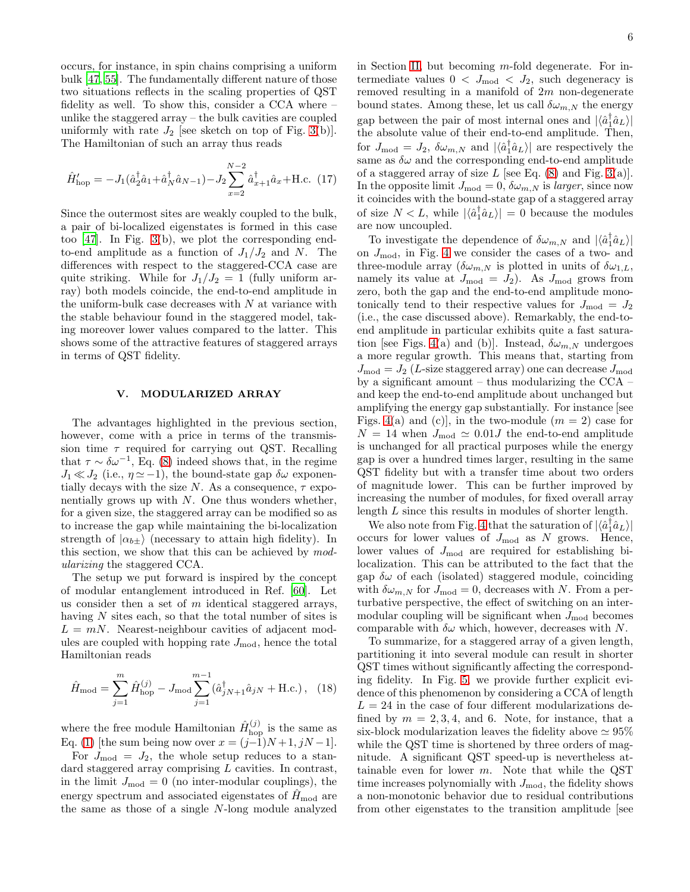occurs, for instance, in spin chains comprising a uniform bulk [47, 55]. The fundamentally different nature of those two situations reflects in the scaling properties of QST fidelity as well. To show this, consider a CCA where – unlike the staggered array – the bulk cavities are coupled uniformly with rate $J_2$ [see sketch on top of Fig. 3(b)]. The Hamiltonian of such an array thus reads

$$\hat{H}'_{\rm hop} = -J_1(\hat{a}_2^\dagger \hat{a}_1 + \hat{a}_N^\dagger \hat{a}_{N-1}) - J_2 \sum_{x=2}^{N-2} \hat{a}_{x+1}^\dagger \hat{a}_x + {\rm H.c.} \quad (17)$$

Since the outermost sites are weakly coupled to the bulk, a pair of bi-localized eigenstates is formed in this case too [47]. In Fig. 3(b), we plot the corresponding end-to-end amplitude as a function of $J_1/J_2$ and $N$. The differences with respect to the staggered-CCA case are quite striking. While for $J_1/J_2 = 1$ (fully uniform array) both models coincide, the end-to-end amplitude in the uniform-bulk case decreases with $N$ at variance with the stable behaviour found in the staggered model, taking moreover lower values compared to the latter. This shows some of the attractive features of staggered arrays in terms of QST fidelity.

## V. MODULARIZED ARRAY

The advantages highlighted in the previous section, however, come with a price in terms of the transmission time $\tau$ required for carrying out QST. Recalling that $\tau \sim \delta\omega^{-1}$, Eq. (8) indeed shows that, in the regime $J_1 \ll J_2$ (i.e., $\eta \simeq -1$), the bound-state gap $\delta\omega$ exponentially decays with the size $N$. As a consequence, $\tau$ exponentially grows up with $N$. One thus wonders whether, for a given size, the staggered array can be modified so as to increase the gap while maintaining the bi-localization strength of $|\alpha_{b\pm}\rangle$ (necessary to attain high fidelity). In this section, we show that this can be achieved by *modularizing* the staggered CCA.

The setup we put forward is inspired by the concept of modular entanglement introduced in Ref. [60]. Let us consider then a set of $m$ identical staggered arrays, having $N$ sites each, so that the total number of sites is $L = mN$. Nearest-neighbour cavities of adjacent modules are coupled with hopping rate $J_{\rm mod}$, hence the total Hamiltonian reads

$$\hat{H}_{\rm mod} = \sum_{j=1}^{m} \hat{H}_{\rm hop}^{(j)} - J_{\rm mod} \sum_{j=1}^{m-1} (\hat{a}_{jN+1}^\dagger \hat{a}_{jN} + {\rm H.c.}), \quad (18)$$

where the free module Hamiltonian $\hat{H}_{\rm hop}^{(j)}$ is the same as Eq. (1) [the sum being now over $x = (j-1)N+1, jN-1$].

For $J_{\rm mod} = J_2$, the whole setup reduces to a standard staggered array comprising $L$ cavities. In contrast, in the limit $J_{\rm mod} = 0$ (no inter-modular couplings), the energy spectrum and associated eigenstates of $\hat{H}_{\rm mod}$ are the same as those of a single $N$-long module analyzed in Section II, but becoming $m$-fold degenerate. For intermediate values $0 < J_{\rm mod} < J_2$, such degeneracy is removed resulting in a manifold of $2m$ non-degenerate bound states. Among these, let us call $\delta\omega_{m,N}$ the energy gap between the pair of most internal ones and $|\langle \hat{a}_1^\dagger \hat{a}_L \rangle|$ the absolute value of their end-to-end amplitude. Then, for $J_{\rm mod} = J_2$, $\delta\omega_{m,N}$ and $|\langle \hat{a}_1^\dagger \hat{a}_L \rangle|$ are respectively the same as $\delta\omega$ and the corresponding end-to-end amplitude of a staggered array of size $L$ [see Eq. (8) and Fig. 3(a)]. In the opposite limit $J_{\rm mod} = 0$, $\delta\omega_{m,N}$ is *larger*, since now it coincides with the bound-state gap of a staggered array of size $N < L$, while $|\langle \hat{a}_1^\dagger \hat{a}_L \rangle| = 0$ because the modules are now uncoupled.

To investigate the dependence of $\delta\omega_{m,N}$ and $|\langle \hat{a}_1^\dagger \hat{a}_L \rangle|$ on $J_{\rm mod}$, in Fig. 4 we consider the cases of a two- and three-module array ($\delta\omega_{m,N}$ is plotted in units of $\delta\omega_{1,L}$, namely its value at $J_{\rm mod} = J_2$). As $J_{\rm mod}$ grows from zero, both the gap and the end-to-end amplitude monotonically tend to their respective values for $J_{\rm mod} = J_2$ (i.e., the case discussed above). Remarkably, the end-to-end amplitude in particular exhibits quite a fast saturation [see Figs. 4(a) and (b)]. Instead, $\delta\omega_{m,N}$ undergoes a more regular growth. This means that, starting from $J_{\rm mod} = J_2$ ($L$-size staggered array) one can decrease $J_{\rm mod}$ by a significant amount – thus modularizing the CCA – and keep the end-to-end amplitude about unchanged but amplifying the energy gap substantially. For instance [see Figs. 4(a) and (c)], in the two-module ($m = 2$) case for $N = 14$ when $J_{\rm mod} \simeq 0.01J$ the end-to-end amplitude is unchanged for all practical purposes while the energy gap is over a hundred times larger, resulting in the same QST fidelity but with a transfer time about two orders of magnitude lower. This can be further improved by increasing the number of modules, for fixed overall array length $L$ since this results in modules of shorter length.

We also note from Fig. 4 that the saturation of $|\langle \hat{a}_1^\dagger \hat{a}_L \rangle|$ occurs for lower values of $J_{\rm mod}$ as $N$ grows. Hence, lower values of $J_{\rm mod}$ are required for establishing bi-localization. This can be attributed to the fact that the gap $\delta\omega$ of each (isolated) staggered module, coinciding with $\delta\omega_{m,N}$ for $J_{\rm mod} = 0$, decreases with $N$. From a perturbative perspective, the effect of switching on an inter-modular coupling will be significant when $J_{\rm mod}$ becomes comparable with $\delta\omega$ which, however, decreases with $N$.

To summarize, for a staggered array of a given length, partitioning it into several module can result in shorter QST times without significantly affecting the corresponding fidelity. In Fig. 5, we provide further explicit evidence of this phenomenon by considering a CCA of length $L = 24$ in the case of four different modularizations defined by $m = 2, 3, 4$, and 6. Note, for instance, that a six-block modularization leaves the fidelity above $\simeq 95\%$ while the QST time is shortened by three orders of magnitude. A significant QST speed-up is nevertheless attainable even for lower $m$. Note that while the QST time increases polynomially with $J_{\rm mod}$, the fidelity shows a non-monotonic behavior due to residual contributions from other eigenstates to the transition amplitude [see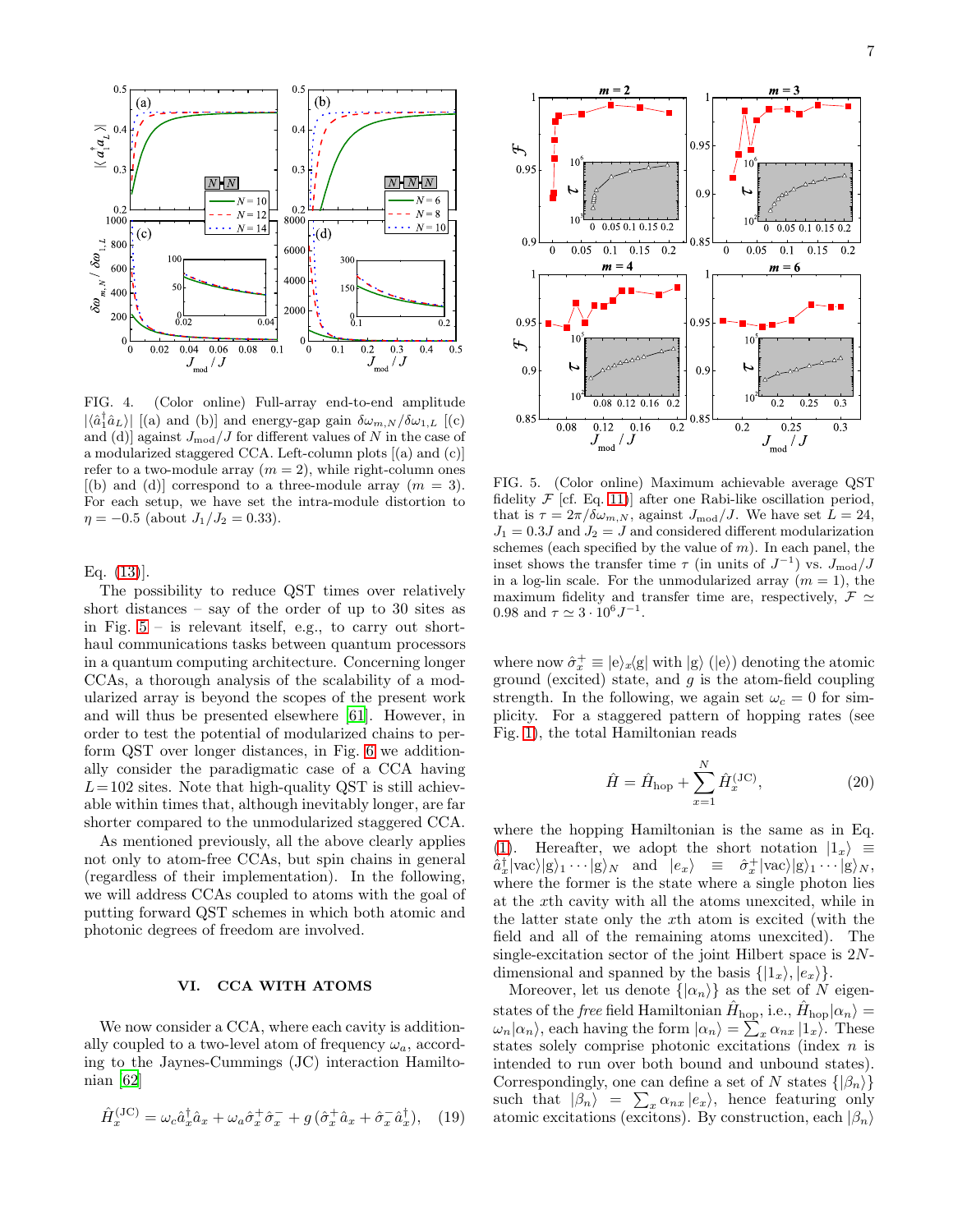FIG. 4. (Color online) Full-array end-to-end amplitude $|\langle \hat{a}_1^\dagger \hat{a}_L \rangle|$ [(a) and (b)] and energy-gap gain $\delta\omega_{m,N}/\delta\omega_{1,L}$ [(c) and (d)] against $J_{\rm mod}/J$ for different values of $N$ in the case of a modularized staggered CCA. Left-column plots [(a) and (c)] refer to a two-module array ($m=2$), while right-column ones [(b) and (d)] correspond to a three-module array ($m=3$). For each setup, we have set the intra-module distortion to $\eta=-0.5$ (about $J_1/J_2=0.33$).

FIG. 5. (Color online) Maximum achievable average QST fidelity $\mathcal{F}$ [cf. Eq. 11)] after one Rabi-like oscillation period, that is $\tau = 2\pi/\delta\omega_{m,N}$, against $J_{\rm mod}/J$. We have set $L=24$, $J_1=0.3J$ and $J_2=J$ and considered different modularization schemes (each specified by the value of $m$). In each panel, the inset shows the transfer time $\tau$ (in units of $J^{-1}$) vs. $J_{\rm mod}/J$ in a log-lin scale. For the unmodularized array ($m=1$), the maximum fidelity and transfer time are, respectively, $\mathcal{F}\simeq 0.98$ and $\tau \simeq 3\cdot 10^6 J^{-1}$.

Eq. (13)].

The possibility to reduce QST times over relatively short distances – say of the order of up to 30 sites as in Fig. 5 – is relevant itself, e.g., to carry out short-haul communications tasks between quantum processors in a quantum computing architecture. Concerning longer CCAs, a thorough analysis of the scalability of a modularized array is beyond the scopes of the present work and will thus be presented elsewhere [61]. However, in order to test the potential of modularized chains to perform QST over longer distances, in Fig. 6 we additionally consider the paradigmatic case of a CCA having $L=102$ sites. Note that high-quality QST is still achievable within times that, although inevitably longer, are far shorter compared to the unmodularized staggered CCA.

As mentioned previously, all the above clearly applies not only to atom-free CCAs, but spin chains in general (regardless of their implementation). In the following, we will address CCAs coupled to atoms with the goal of putting forward QST schemes in which both atomic and photonic degrees of freedom are involved.

## VI. CCA WITH ATOMS

We now consider a CCA, where each cavity is additionally coupled to a two-level atom of frequency $\omega_a$, according to the Jaynes-Cummings (JC) interaction Hamiltonian [62]

$$\hat{H}_x^{(\rm JC)} = \omega_c \hat{a}_x^\dagger \hat{a}_x + \omega_a \hat{\sigma}_x^+ \hat{\sigma}_x^- + g\,(\hat{\sigma}_x^+ \hat{a}_x + \hat{\sigma}_x^- \hat{a}_x^\dagger), \quad (19)$$

where now $\hat{\sigma}_x^+ \equiv |{\rm e}\rangle_x\langle {\rm g}|$ with $|{\rm g}\rangle$ ($|{\rm e}\rangle$) denoting the atomic ground (excited) state, and $g$ is the atom-field coupling strength. In the following, we again set $\omega_c=0$ for simplicity. For a staggered pattern of hopping rates (see Fig. 1), the total Hamiltonian reads

$$\hat{H} = \hat{H}_{\rm hop} + \sum_{x=1}^{N} \hat{H}_x^{(\rm JC)}, \quad (20)$$

where the hopping Hamiltonian is the same as in Eq. (1). Hereafter, we adopt the short notation $|1_x\rangle \equiv \hat{a}_x^\dagger |{\rm vac}\rangle |{\rm g}\rangle_1 \cdots |{\rm g}\rangle_N$ and $|e_x\rangle \equiv \hat{\sigma}_x^+ |{\rm vac}\rangle |{\rm g}\rangle_1 \cdots |{\rm g}\rangle_N$, where the former is the state where a single photon lies at the $x$th cavity with all the atoms unexcited, while in the latter state only the $x$th atom is excited (with the field and all of the remaining atoms unexcited). The single-excitation sector of the joint Hilbert space is $2N$-dimensional and spanned by the basis $\{|1_x\rangle, |e_x\rangle\}$.

Moreover, let us denote $\{|\alpha_n\rangle\}$ as the set of $N$ eigenstates of the *free* field Hamiltonian $\hat{H}_{\rm hop}$, i.e., $\hat{H}_{\rm hop}|\alpha_n\rangle = \omega_n |\alpha_n\rangle$, each having the form $|\alpha_n\rangle = \sum_x \alpha_{nx}\, |1_x\rangle$. These states solely comprise photonic excitations (index $n$ is intended to run over both bound and unbound states). Correspondingly, one can define a set of $N$ states $\{|\beta_n\rangle\}$ such that $|\beta_n\rangle = \sum_x \alpha_{nx}\, |e_x\rangle$, hence featuring only atomic excitations (excitons). By construction, each $|\beta_n\rangle$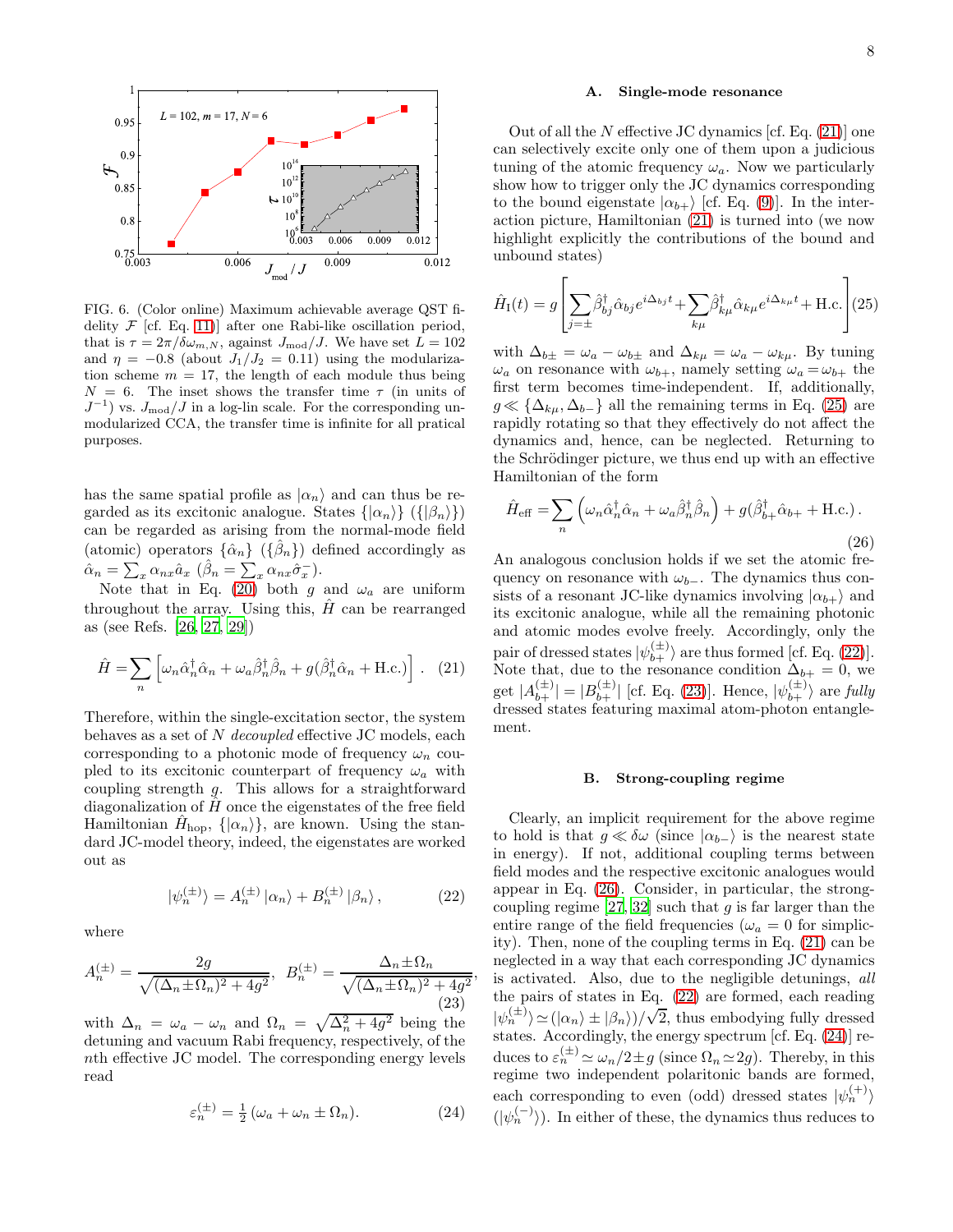FIG. 6. (Color online) Maximum achievable average QST fidelity $\mathcal{F}$ [cf. Eq. 11)] after one Rabi-like oscillation period, that is $\tau = 2\pi/\delta\omega_{m,N}$, against $J_{\rm mod}/J$. We have set $L = 102$ and $\eta = -0.8$ (about $J_1/J_2 = 0.11$) using the modularization scheme $m = 17$, the length of each module thus being $N = 6$. The inset shows the transfer time $\tau$ (in units of $J^{-1}$) vs. $J_{\rm mod}/J$ in a log-lin scale. For the corresponding unmodularized CCA, the transfer time is infinite for all pratical purposes.

has the same spatial profile as $|\alpha_n\rangle$ and can thus be regarded as its excitonic analogue. States $\{|\alpha_n\rangle\}$ ($\{|\beta_n\rangle\}$) can be regarded as arising from the normal-mode field (atomic) operators $\{\hat{\alpha}_n\}$ ($\{\hat{\beta}_n\}$) defined accordingly as $\hat{\alpha}_n = \sum_x \alpha_{nx}\hat{a}_x$ ($\hat{\beta}_n = \sum_x \alpha_{nx}\hat{\sigma}_x^-$).

Note that in Eq. (20) both $g$ and $\omega_a$ are uniform throughout the array. Using this, $\hat{H}$ can be rearranged as (see Refs. [26, 27, 29])

$$\hat{H} = \sum_n \left[\omega_n\hat{\alpha}_n^\dagger\hat{\alpha}_n + \omega_a\hat{\beta}_n^\dagger\hat{\beta}_n + g(\hat{\beta}_n^\dagger\hat{\alpha}_n + {\rm H.c.})\right]. \quad (21)$$

Therefore, within the single-excitation sector, the system behaves as a set of $N$ *decoupled* effective JC models, each corresponding to a photonic mode of frequency $\omega_n$ coupled to its excitonic counterpart of frequency $\omega_a$ with coupling strength $g$. This allows for a straightforward diagonalization of $\hat{H}$ once the eigenstates of the free field Hamiltonian $\hat{H}_{\rm hop}$, $\{|\alpha_n\rangle\}$, are known. Using the standard JC-model theory, indeed, the eigenstates are worked out as

$$|\psi_n^{(\pm)}\rangle = A_n^{(\pm)}|\alpha_n\rangle + B_n^{(\pm)}|\beta_n\rangle, \quad (22)$$

where

$$A_n^{(\pm)} = \frac{2g}{\sqrt{(\Delta_n \pm \Omega_n)^2 + 4g^2}},\;\; B_n^{(\pm)} = \frac{\Delta_n \pm \Omega_n}{\sqrt{(\Delta_n \pm \Omega_n)^2 + 4g^2}}, \quad (23)$$

with $\Delta_n = \omega_a - \omega_n$ and $\Omega_n = \sqrt{\Delta_n^2 + 4g^2}$ being the detuning and vacuum Rabi frequency, respectively, of the $n$th effective JC model. The corresponding energy levels read

$$\varepsilon_n^{(\pm)} = \tfrac{1}{2}\left(\omega_a + \omega_n \pm \Omega_n\right). \quad (24)$$

### A. Single-mode resonance

Out of all the $N$ effective JC dynamics [cf. Eq. (21)] one can selectively excite only one of them upon a judicious tuning of the atomic frequency $\omega_a$. Now we particularly show how to trigger only the JC dynamics corresponding to the bound eigenstate $|\alpha_{b+}\rangle$ [cf. Eq. (9)]. In the interaction picture, Hamiltonian (21) is turned into (we now highlight explicitly the contributions of the bound and unbound states)

$$\hat{H}_{\rm I}(t) = g\left[\sum_{j=\pm}\hat{\beta}_{bj}^\dagger\hat{\alpha}_{bj}e^{i\Delta_{bj}t} + \sum_{k\mu}\hat{\beta}_{k\mu}^\dagger\hat{\alpha}_{k\mu}e^{i\Delta_{k\mu}t} + {\rm H.c.}\right] \quad (25)$$

with $\Delta_{b\pm} = \omega_a - \omega_{b\pm}$ and $\Delta_{k\mu} = \omega_a - \omega_{k\mu}$. By tuning $\omega_a$ on resonance with $\omega_{b+}$, namely setting $\omega_a = \omega_{b+}$ the first term becomes time-independent. If, additionally, $g \ll \{\Delta_{k\mu}, \Delta_{b-}\}$ all the remaining terms in Eq. (25) are rapidly rotating so that they effectively do not affect the dynamics and, hence, can be neglected. Returning to the Schrödinger picture, we thus end up with an effective Hamiltonian of the form

$$\hat{H}_{\rm eff} = \sum_n\left(\omega_n\hat{\alpha}_n^\dagger\hat{\alpha}_n + \omega_a\hat{\beta}_n^\dagger\hat{\beta}_n\right) + g(\hat{\beta}_{b+}^\dagger\hat{\alpha}_{b+} + {\rm H.c.}). \quad (26)$$

An analogous conclusion holds if we set the atomic frequency on resonance with $\omega_{b-}$. The dynamics thus consists of a resonant JC-like dynamics involving $|\alpha_{b+}\rangle$ and its excitonic analogue, while all the remaining photonic and atomic modes evolve freely. Accordingly, only the pair of dressed states $|\psi_{b+}^{(\pm)}\rangle$ are thus formed [cf. Eq. (22)]. Note that, due to the resonance condition $\Delta_{b+} = 0$, we get $|A_{b+}^{(\pm)}| = |B_{b+}^{(\pm)}|$ [cf. Eq. (23)]. Hence, $|\psi_{b+}^{(\pm)}\rangle$ are *fully* dressed states featuring maximal atom-photon entanglement.

### B. Strong-coupling regime

Clearly, an implicit requirement for the above regime to hold is that $g \ll \delta\omega$ (since $|\alpha_{b-}\rangle$ is the nearest state in energy). If not, additional coupling terms between field modes and the respective excitonic analogues would appear in Eq. (26). Consider, in particular, the strong-coupling regime [27, 32] such that $g$ is far larger than the entire range of the field frequencies ($\omega_a = 0$ for simplicity). Then, none of the coupling terms in Eq. (21) can be neglected in a way that each corresponding JC dynamics is activated. Also, due to the negligible detunings, *all* the pairs of states in Eq. (22) are formed, each reading $|\psi_n^{(\pm)}\rangle \simeq (|\alpha_n\rangle \pm |\beta_n\rangle)/\sqrt{2}$, thus embodying fully dressed states. Accordingly, the energy spectrum [cf. Eq. (24)] reduces to $\varepsilon_n^{(\pm)} \simeq \omega_n/2 \pm g$ (since $\Omega_n \simeq 2g$). Thereby, in this regime two independent polaritonic bands are formed, each corresponding to even (odd) dressed states $|\psi_n^{(+)}\rangle$ ($|\psi_n^{(-)}\rangle$). In either of these, the dynamics thus reduces to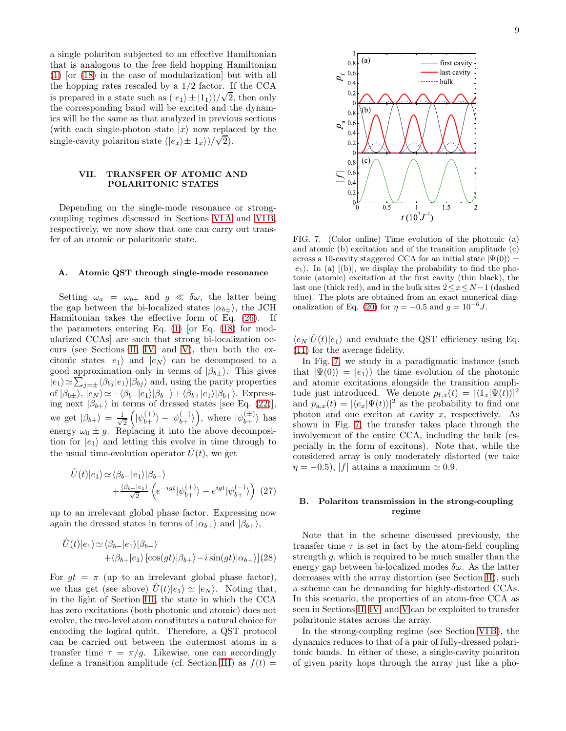a single polariton subjected to an effective Hamiltonian that is analogous to the free field hopping Hamiltonian (1) [or (18) in the case of modularization] but with all the hopping rates rescaled by a 1/2 factor. If the CCA is prepared in a state such as $(|e_1\rangle \pm |1_1\rangle)/\sqrt{2}$, then only the corresponding band will be excited and the dynamics will be the same as that analyzed in previous sections (with each single-photon state $|x\rangle$ now replaced by the single-cavity polariton state $(|e_x\rangle \pm |1_x\rangle)/\sqrt{2}$).

## VII. TRANSFER OF ATOMIC AND POLARITONIC STATES

Depending on the single-mode resonance or strong-coupling regimes discussed in Sections VI A and VI B, respectively, we now show that one can carry out transfer of an atomic or polaritonic state.

### A. Atomic QST through single-mode resonance

Setting $\omega_a = \omega_{b+}$ and $g \ll \delta\omega$, the latter being the gap between the bi-localized states $|\alpha_{b\pm}\rangle$, the JCH Hamiltonian takes the effective form of Eq. (26). If the parameters entering Eq. (1) [or Eq. (18) for modularized CCAs] are such that strong bi-localization occurs (see Sections II, IV, and V), then both the excitonic states $|e_1\rangle$ and $|e_N\rangle$ can be decomposed to a good approximation only in terms of $|\beta_{b\pm}\rangle$. This gives $|e_1\rangle \simeq \sum_{j=\pm}\langle\beta_{bj}|e_1\rangle|\beta_{bj}\rangle$ and, using the parity properties of $|\beta_{b\pm}\rangle$, $|e_N\rangle \simeq -\langle\beta_{b-}|e_1\rangle|\beta_{b-}\rangle + \langle\beta_{b+}|e_1\rangle|\beta_{b+}\rangle$. Expressing next $|\beta_{b+}\rangle$ in terms of dressed states [see Eq. (22)], we get $|\beta_{b+}\rangle = \frac{1}{\sqrt{2}}\left(|\psi^{(+)}_{b+}\rangle - |\psi^{(-)}_{b+}\rangle\right)$, where $|\psi^{(\pm)}_{b+}\rangle$ has energy $\omega_0 \pm g$. Replacing it into the above decomposition for $|e_1\rangle$ and letting this evolve in time through to the usual time-evolution operator $\hat{U}(t)$, we get

$$\hat{U}(t)|e_1\rangle \simeq \langle\beta_{b-}|e_1\rangle|\beta_{b-}\rangle + \frac{\langle\beta_{b+}|e_1\rangle}{\sqrt{2}}\left(e^{-igt}|\psi^{(+)}_{b+}\rangle - e^{igt}|\psi^{(-)}_{b+}\rangle\right) \quad (27)$$

up to an irrelevant global phase factor. Expressing now again the dressed states in terms of $|\alpha_{b+}\rangle$ and $|\beta_{b+}\rangle$,

$$\hat{U}(t)|e_1\rangle \simeq \langle\beta_{b-}|e_1\rangle|\beta_{b-}\rangle + \langle\beta_{b+}|e_1\rangle\left[\cos(gt)|\beta_{b+}\rangle - i\sin(gt)|\alpha_{b+}\rangle\right] \quad (28)$$

For $gt = \pi$ (up to an irrelevant global phase factor), we thus get (see above) $\hat{U}(t)|e_1\rangle \simeq |e_N\rangle$. Noting that, in the light of Section III, the state in which the CCA has zero excitations (both photonic and atomic) does not evolve, the two-level atom constitutes a natural choice for encoding the logical qubit. Therefore, a QST protocol can be carried out between the outermost atoms in a transfer time $\tau = \pi/g$. Likewise, one can accordingly define a transition amplitude (cf. Section III) as $f(t) = \langle e_N|\hat{U}(t)|e_1\rangle$ and evaluate the QST efficiency using Eq. (11) for the average fidelity.

FIG. 7. (Color online) Time evolution of the photonic (a) and atomic (b) excitation and of the transition amplitude (c) across a 10-cavity staggered CCA for an initial state $|\Psi(0)\rangle = |e_1\rangle$. In (a) [(b)], we display the probability to find the photonic (atomic) excitation at the first cavity (thin black), the last one (thick red), and in the bulk sites $2 \leq x \leq N-1$ (dashed blue). The plots are obtained from an exact numerical diagonalization of Eq. (20) for $\eta = -0.5$ and $g = 10^{-6}J$.

In Fig. 7, we study in a paradigmatic instance (such that $|\Psi(0)\rangle = |e_1\rangle$) the time evolution of the photonic and atomic excitations alongside the transition amplitude just introduced. We denote $p_{\mathrm{f},x}(t) = |\langle 1_x|\Psi(t)\rangle|^2$ and $p_{\mathrm{a},x}(t) = |\langle e_x|\Psi(t)\rangle|^2$ as the probability to find one photon and one exciton at cavity $x$, respectively. As shown in Fig. 7, the transfer takes place through the involvement of the entire CCA, including the bulk (especially in the form of excitons). Note that, while the considered array is only moderately distorted (we take $\eta = -0.5$), $|f|$ attains a maximum $\simeq 0.9$.

### B. Polariton transmission in the strong-coupling regime

Note that in the scheme discussed previously, the transfer time $\tau$ is set in fact by the atom-field coupling strength $g$, which is required to be much smaller than the energy gap between bi-localized modes $\delta\omega$. As the latter decreases with the array distortion (see Section III), such a scheme can be demanding for highly-distorted CCAs. In this scenario, the properties of an atom-free CCA as seen in Sections II, IV, and V can be exploited to transfer polaritonic states across the array.

In the strong-coupling regime (see Section VI B), the dynamics reduces to that of a pair of fully-dressed polaritonic bands. In either of these, a single-cavity polariton of given parity hops through the array just like a pho-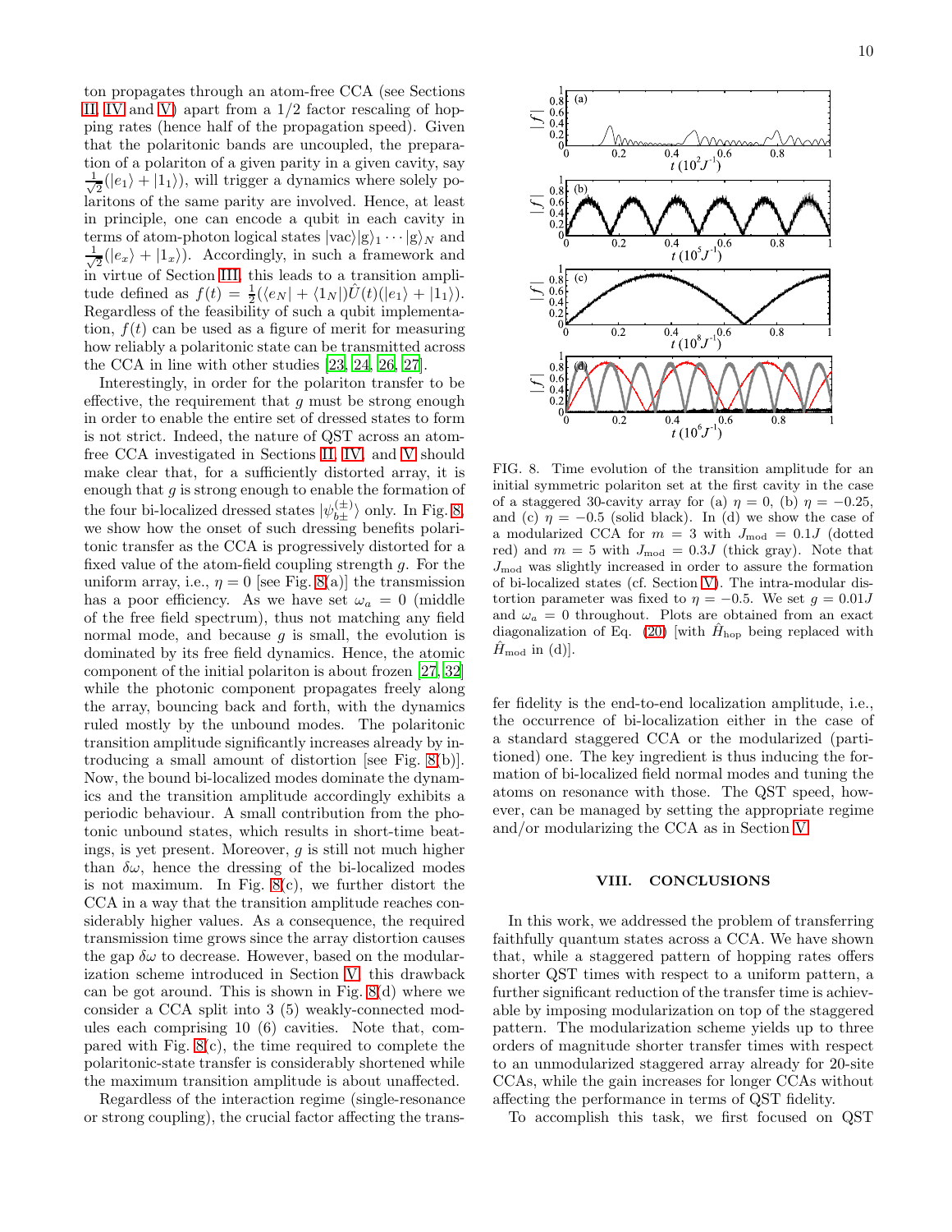ton propagates through an atom-free CCA (see Sections II, IV and V) apart from a 1/2 factor rescaling of hopping rates (hence half of the propagation speed). Given that the polaritonic bands are uncoupled, the preparation of a polariton of a given parity in a given cavity, say $\frac{1}{\sqrt{2}}(|e_1\rangle + |1_1\rangle)$, will trigger a dynamics where solely polaritons of the same parity are involved. Hence, at least in principle, one can encode a qubit in each cavity in terms of atom-photon logical states $|\text{vac}\rangle|\text{g}\rangle_1 \cdots |\text{g}\rangle_N$ and $\frac{1}{\sqrt{2}}(|e_x\rangle + |1_x\rangle)$. Accordingly, in such a framework and in virtue of Section III, this leads to a transition amplitude defined as $f(t) = \frac{1}{2}(\langle e_N| + \langle 1_N|)\hat{U}(t)(|e_1\rangle + |1_1\rangle)$. Regardless of the feasibility of such a qubit implementation, $f(t)$ can be used as a figure of merit for measuring how reliably a polaritonic state can be transmitted across the CCA in line with other studies [23, 24, 26, 27].

Interestingly, in order for the polariton transfer to be effective, the requirement that $g$ must be strong enough in order to enable the entire set of dressed states to form is not strict. Indeed, the nature of QST across an atom-free CCA investigated in Sections II, IV, and V should make clear that, for a sufficiently distorted array, it is enough that $g$ is strong enough to enable the formation of the four bi-localized dressed states $|\psi_{b\pm}^{(\pm)}\rangle$ only. In Fig. 8, we show how the onset of such dressing benefits polaritonic transfer as the CCA is progressively distorted for a fixed value of the atom-field coupling strength $g$. For the uniform array, i.e., $\eta = 0$ [see Fig. 8(a)] the transmission has a poor efficiency. As we have set $\omega_a = 0$ (middle of the free field spectrum), thus not matching any field normal mode, and because $g$ is small, the evolution is dominated by its free field dynamics. Hence, the atomic component of the initial polariton is about frozen [27, 32] while the photonic component propagates freely along the array, bouncing back and forth, with the dynamics ruled mostly by the unbound modes. The polaritonic transition amplitude significantly increases already by introducing a small amount of distortion [see Fig. 8(b)]. Now, the bound bi-localized modes dominate the dynamics and the transition amplitude accordingly exhibits a periodic behaviour. A small contribution from the photonic unbound states, which results in short-time beatings, is yet present. Moreover, $g$ is still not much higher than $\delta\omega$, hence the dressing of the bi-localized modes is not maximum. In Fig. 8(c), we further distort the CCA in a way that the transition amplitude reaches considerably higher values. As a consequence, the required transmission time grows since the array distortion causes the gap $\delta\omega$ to decrease. However, based on the modularization scheme introduced in Section V, this drawback can be got around. This is shown in Fig. 8(d) where we consider a CCA split into 3 (5) weakly-connected modules each comprising 10 (6) cavities. Note that, compared with Fig. 8(c), the time required to complete the polaritonic-state transfer is considerably shortened while the maximum transition amplitude is about unaffected.

Regardless of the interaction regime (single-resonance or strong coupling), the crucial factor affecting the transfer fidelity is the end-to-end localization amplitude, i.e., the occurrence of bi-localization either in the case of a standard staggered CCA or the modularized (partitioned) one. The key ingredient is thus inducing the formation of bi-localized field normal modes and tuning the atoms on resonance with those. The QST speed, however, can be managed by setting the appropriate regime and/or modularizing the CCA as in Section V.

FIG. 8. Time evolution of the transition amplitude for an initial symmetric polariton set at the first cavity in the case of a staggered 30-cavity array for (a) $\eta = 0$, (b) $\eta = -0.25$, and (c) $\eta = -0.5$ (solid black). In (d) we show the case of a modularized CCA for $m = 3$ with $J_{\text{mod}} = 0.1J$ (dotted red) and $m = 5$ with $J_{\text{mod}} = 0.3J$ (thick gray). Note that $J_{\text{mod}}$ was slightly increased in order to assure the formation of bi-localized states (cf. Section V). The intra-modular distortion parameter was fixed to $\eta = -0.5$. We set $g = 0.01J$ and $\omega_a = 0$ throughout. Plots are obtained from an exact diagonalization of Eq. (20) [with $\hat{H}_{\text{hop}}$ being replaced with $\hat{H}_{\text{mod}}$ in (d)].

## VIII. CONCLUSIONS

In this work, we addressed the problem of transferring faithfully quantum states across a CCA. We have shown that, while a staggered pattern of hopping rates offers shorter QST times with respect to a uniform pattern, a further significant reduction of the transfer time is achievable by imposing modularization on top of the staggered pattern. The modularization scheme yields up to three orders of magnitude shorter transfer times with respect to an unmodularized staggered array already for 20-site CCAs, while the gain increases for longer CCAs without affecting the performance in terms of QST fidelity.

To accomplish this task, we first focused on QST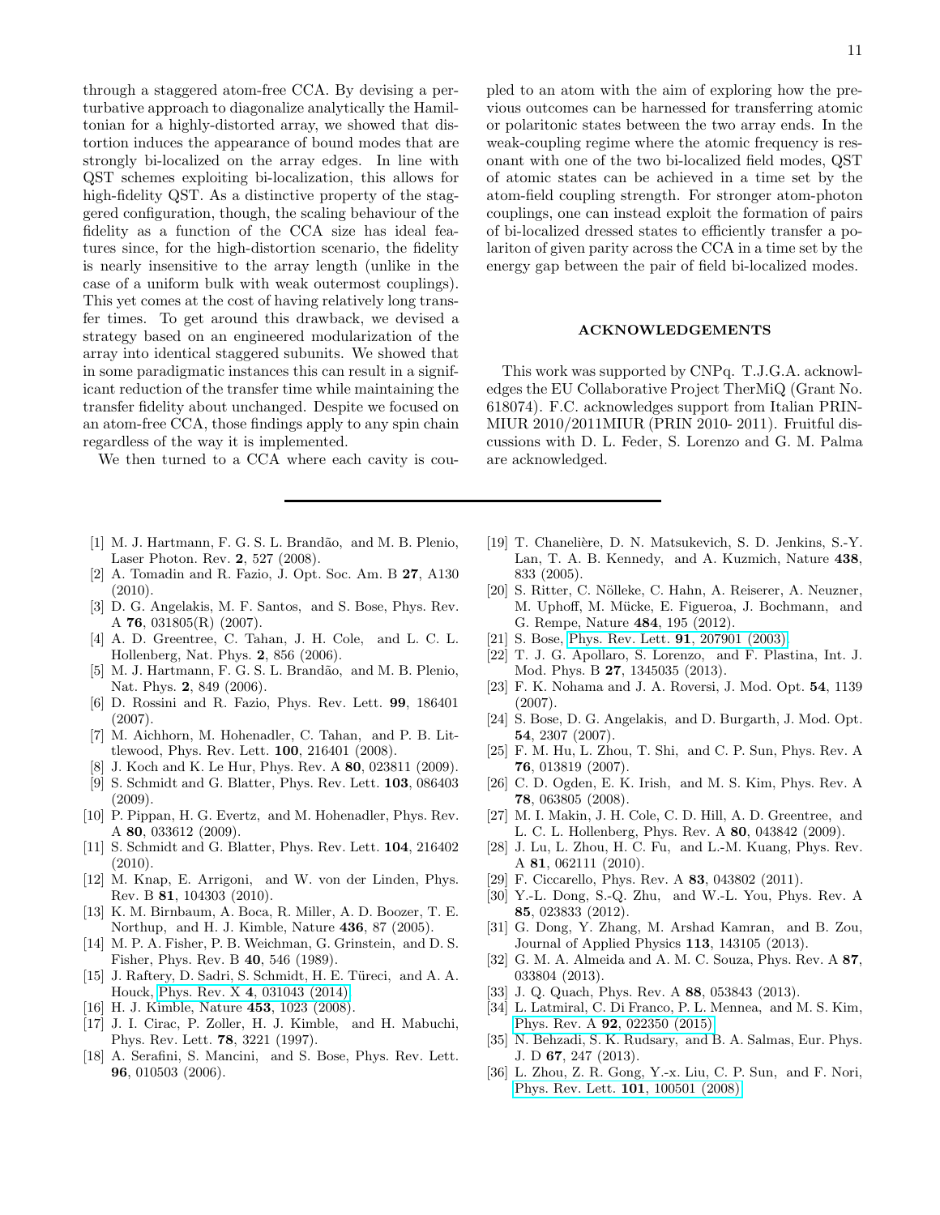through a staggered atom-free CCA. By devising a perturbative approach to diagonalize analytically the Hamiltonian for a highly-distorted array, we showed that distortion induces the appearance of bound modes that are strongly bi-localized on the array edges. In line with QST schemes exploiting bi-localization, this allows for high-fidelity QST. As a distinctive property of the staggered configuration, though, the scaling behaviour of the fidelity as a function of the CCA size has ideal features since, for the high-distortion scenario, the fidelity is nearly insensitive to the array length (unlike in the case of a uniform bulk with weak outermost couplings). This yet comes at the cost of having relatively long transfer times. To get around this drawback, we devised a strategy based on an engineered modularization of the array into identical staggered subunits. We showed that in some paradigmatic instances this can result in a significant reduction of the transfer time while maintaining the transfer fidelity about unchanged. Despite we focused on an atom-free CCA, those findings apply to any spin chain regardless of the way it is implemented.

We then turned to a CCA where each cavity is coupled to an atom with the aim of exploring how the previous outcomes can be harnessed for transferring atomic or polaritonic states between the two array ends. In the weak-coupling regime where the atomic frequency is resonant with one of the two bi-localized field modes, QST of atomic states can be achieved in a time set by the atom-field coupling strength. For stronger atom-photon couplings, one can instead exploit the formation of pairs of bi-localized dressed states to efficiently transfer a polariton of given parity across the CCA in a time set by the energy gap between the pair of field bi-localized modes.

## ACKNOWLEDGEMENTS

This work was supported by CNPq. T.J.G.A. acknowledges the EU Collaborative Project TherMiQ (Grant No. 618074). F.C. acknowledges support from Italian PRIN-MIUR 2010/2011MIUR (PRIN 2010- 2011). Fruitful discussions with D. L. Feder, S. Lorenzo and G. M. Palma are acknowledged.

---

[1] M. J. Hartmann, F. G. S. L. Brandão, and M. B. Plenio, Laser Photon. Rev. **2**, 527 (2008).
[2] A. Tomadin and R. Fazio, J. Opt. Soc. Am. B **27**, A130 (2010).
[3] D. G. Angelakis, M. F. Santos, and S. Bose, Phys. Rev. A **76**, 031805(R) (2007).
[4] A. D. Greentree, C. Tahan, J. H. Cole, and L. C. L. Hollenberg, Nat. Phys. **2**, 856 (2006).
[5] M. J. Hartmann, F. G. S. L. Brandão, and M. B. Plenio, Nat. Phys. **2**, 849 (2006).
[6] D. Rossini and R. Fazio, Phys. Rev. Lett. **99**, 186401 (2007).
[7] M. Aichhorn, M. Hohenadler, C. Tahan, and P. B. Littlewood, Phys. Rev. Lett. **100**, 216401 (2008).
[8] J. Koch and K. Le Hur, Phys. Rev. A **80**, 023811 (2009).
[9] S. Schmidt and G. Blatter, Phys. Rev. Lett. **103**, 086403 (2009).
[10] P. Pippan, H. G. Evertz, and M. Hohenadler, Phys. Rev. A **80**, 033612 (2009).
[11] S. Schmidt and G. Blatter, Phys. Rev. Lett. **104**, 216402 (2010).
[12] M. Knap, E. Arrigoni, and W. von der Linden, Phys. Rev. B **81**, 104303 (2010).
[13] K. M. Birnbaum, A. Boca, R. Miller, A. D. Boozer, T. E. Northup, and H. J. Kimble, Nature **436**, 87 (2005).
[14] M. P. A. Fisher, P. B. Weichman, G. Grinstein, and D. S. Fisher, Phys. Rev. B **40**, 546 (1989).
[15] J. Raftery, D. Sadri, S. Schmidt, H. E. Türeci, and A. A. Houck, Phys. Rev. X **4**, 031043 (2014).
[16] H. J. Kimble, Nature **453**, 1023 (2008).
[17] J. I. Cirac, P. Zoller, H. J. Kimble, and H. Mabuchi, Phys. Rev. Lett. **78**, 3221 (1997).
[18] A. Serafini, S. Mancini, and S. Bose, Phys. Rev. Lett. **96**, 010503 (2006).
[19] T. Chanelière, D. N. Matsukevich, S. D. Jenkins, S.-Y. Lan, T. A. B. Kennedy, and A. Kuzmich, Nature **438**, 833 (2005).
[20] S. Ritter, C. Nölleke, C. Hahn, A. Reiserer, A. Neuzner, M. Uphoff, M. Mücke, E. Figueroa, J. Bochmann, and G. Rempe, Nature **484**, 195 (2012).
[21] S. Bose, Phys. Rev. Lett. **91**, 207901 (2003).
[22] T. J. G. Apollaro, S. Lorenzo, and F. Plastina, Int. J. Mod. Phys. B **27**, 1345035 (2013).
[23] F. K. Nohama and J. A. Roversi, J. Mod. Opt. **54**, 1139 (2007).
[24] S. Bose, D. G. Angelakis, and D. Burgarth, J. Mod. Opt. **54**, 2307 (2007).
[25] F. M. Hu, L. Zhou, T. Shi, and C. P. Sun, Phys. Rev. A **76**, 013819 (2007).
[26] C. D. Ogden, E. K. Irish, and M. S. Kim, Phys. Rev. A **78**, 063805 (2008).
[27] M. I. Makin, J. H. Cole, C. D. Hill, A. D. Greentree, and L. C. L. Hollenberg, Phys. Rev. A **80**, 043842 (2009).
[28] J. Lu, L. Zhou, H. C. Fu, and L.-M. Kuang, Phys. Rev. A **81**, 062111 (2010).
[29] F. Ciccarello, Phys. Rev. A **83**, 043802 (2011).
[30] Y.-L. Dong, S.-Q. Zhu, and W.-L. You, Phys. Rev. A **85**, 023833 (2012).
[31] G. Dong, Y. Zhang, M. Arshad Kamran, and B. Zou, Journal of Applied Physics **113**, 143105 (2013).
[32] G. M. A. Almeida and A. M. C. Souza, Phys. Rev. A **87**, 033804 (2013).
[33] J. Q. Quach, Phys. Rev. A **88**, 053843 (2013).
[34] L. Latmiral, C. Di Franco, P. L. Mennea, and M. S. Kim, Phys. Rev. A **92**, 022350 (2015).
[35] N. Behzadi, S. K. Rudsary, and B. A. Salmas, Eur. Phys. J. D **67**, 247 (2013).
[36] L. Zhou, Z. R. Gong, Y.-x. Liu, C. P. Sun, and F. Nori, Phys. Rev. Lett. **101**, 100501 (2008).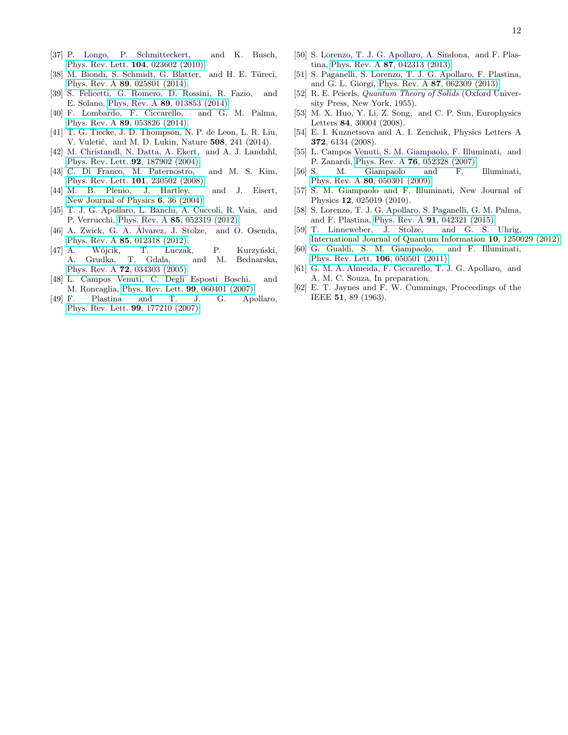[37] P. Longo, P. Schmitteckert, and K. Busch, Phys. Rev. Lett. **104**, 023602 (2010).

[38] M. Biondi, S. Schmidt, G. Blatter, and H. E. Türeci, Phys. Rev. A **89**, 025801 (2014).

[39] S. Felicetti, G. Romero, D. Rossini, R. Fazio, and E. Solano, Phys. Rev. A **89**, 013853 (2014).

[40] F. Lombardo, F. Ciccarello, and G. M. Palma, Phys. Rev. A **89**, 053826 (2014).

[41] T. G. Tiecke, J. D. Thompson, N. P. de Leon, L. R. Liu, V. Vuletić, and M. D. Lukin, Nature **508**, 241 (2014).

[42] M. Christandl, N. Datta, A. Ekert, and A. J. Landahl, Phys. Rev. Lett. **92**, 187902 (2004).

[43] C. Di Franco, M. Paternostro, and M. S. Kim, Phys. Rev. Lett. **101**, 230502 (2008).

[44] M. B. Plenio, J. Hartley, and J. Eisert, New Journal of Physics **6**, 36 (2004).

[45] T. J. G. Apollaro, L. Banchi, A. Cuccoli, R. Vaia, and P. Verrucchi, Phys. Rev. A **85**, 052319 (2012).

[46] A. Zwick, G. A. Álvarez, J. Stolze, and O. Osenda, Phys. Rev. A **85**, 012318 (2012).

[47] A. Wójcik, T. Luczak, P. Kurzyński, A. Grudka, T. Gdala, and M. Bednarska, Phys. Rev. A **72**, 034303 (2005).

[48] L. Campos Venuti, C. Degli Esposti Boschi, and M. Roncaglia, Phys. Rev. Lett. **99**, 060401 (2007).

[49] F. Plastina and T. J. G. Apollaro, Phys. Rev. Lett. **99**, 177210 (2007).

[50] S. Lorenzo, T. J. G. Apollaro, A. Sindona, and F. Plastina, Phys. Rev. A **87**, 042313 (2013).

[51] S. Paganelli, S. Lorenzo, T. J. G. Apollaro, F. Plastina, and G. L. Giorgi, Phys. Rev. A **87**, 062309 (2013).

[52] R. E. Peierls, *Quantum Theory of Solids* (Oxford University Press, New York, 1955).

[53] M. X. Huo, Y. Li, Z. Song, and C. P. Sun, Europhysics Letters **84**, 30004 (2008).

[54] E. I. Kuznetsova and A. I. Zenchuk, Physics Letters A **372**, 6134 (2008).

[55] L. Campos Venuti, S. M. Giampaolo, F. Illuminati, and P. Zanardi, Phys. Rev. A **76**, 052328 (2007).

[56] S. M. Giampaolo and F. Illuminati, Phys. Rev. A **80**, 050301 (2009).

[57] S. M. Giampaolo and F. Illuminati, New Journal of Physics **12**, 025019 (2010).

[58] S. Lorenzo, T. J. G. Apollaro, S. Paganelli, G. M. Palma, and F. Plastina, Phys. Rev. A **91**, 042321 (2015).

[59] T. Linneweber, J. Stolze, and G. S. Uhrig, International Journal of Quantum Information **10**, 1250029 (2012).

[60] G. Gualdi, S. M. Giampaolo, and F. Illuminati, Phys. Rev. Lett. **106**, 050501 (2011).

[61] G. M. A. Almeida, F. Ciccarello, T. J. G. Apollaro, and A. M. C. Souza, In preparation.

[62] E. T. Jaynes and F. W. Cummings, Proceedings of the IEEE **51**, 89 (1963).